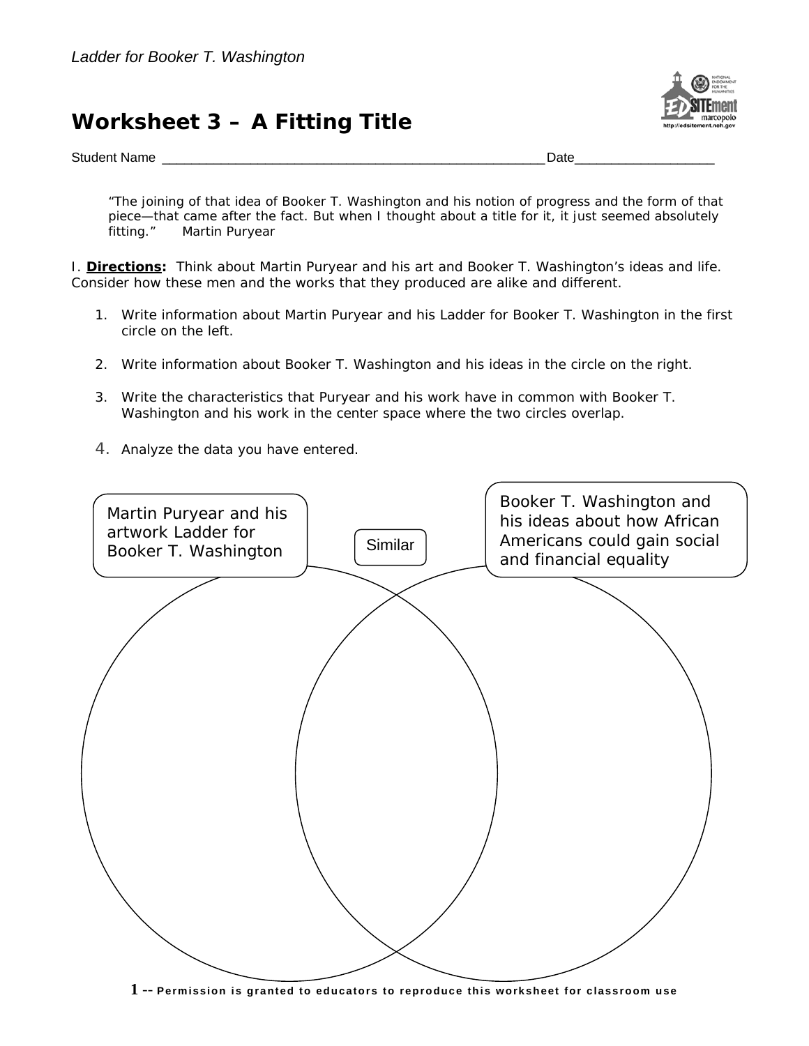*Ladder for Booker T. Washington*

# Worksheet 3 – A Fitting Title

Student Name ______________________________________________________ Date___________________

> "The joining of that idea of Booker T. Washington and his notion of progress and the form of that piece—that came after the fact. But when I thought about a title for it, it just seemed absolutely fitting." Martin Puryear

I. **Directions:** Think about Martin Puryear and his art and Booker T. Washington's ideas and life. Consider how these men and the works that they produced are alike and different.

1. Write information about Martin Puryear and his Ladder for Booker T. Washington in the first circle on the left.
2. Write information about Booker T. Washington and his ideas in the circle on the right.
3. Write the characteristics that Puryear and his work have in common with Booker T. Washington and his work in the center space where the two circles overlap.
4. Analyze the data you have entered.

Martin Puryear and his artwork Ladder for Booker T. Washington

Similar

Booker T. Washington and his ideas about how African Americans could gain social and financial equality

Permission is granted to educators to reproduce this worksheet for classroom use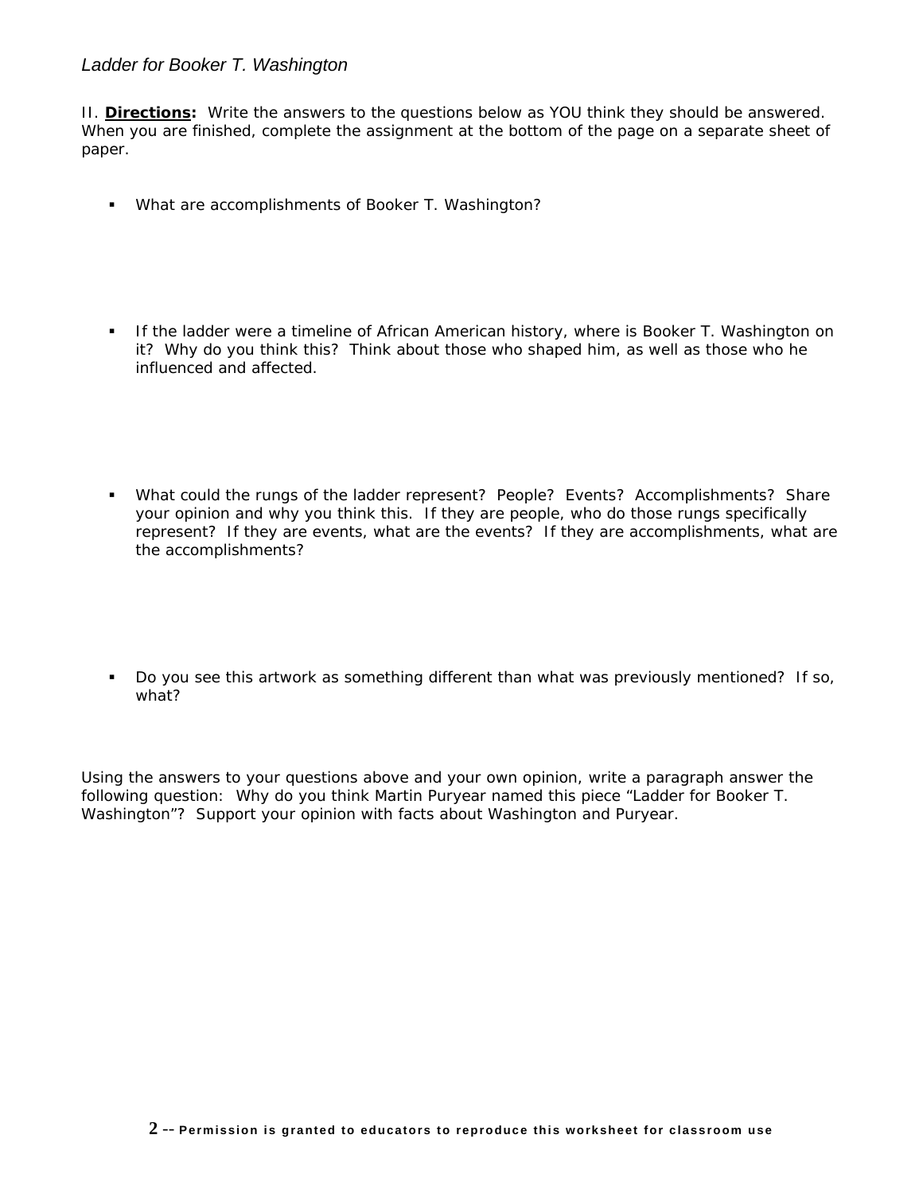*Ladder for Booker T. Washington*

II. **Directions:** Write the answers to the questions below as YOU think they should be answered. When you are finished, complete the assignment at the bottom of the page on a separate sheet of paper.

- What are accomplishments of Booker T. Washington?

- If the ladder were a timeline of African American history, where is Booker T. Washington on it? Why do you think this? Think about those who shaped him, as well as those who he influenced and affected.

- What could the rungs of the ladder represent? People? Events? Accomplishments? Share your opinion and why you think this. If they are people, who do those rungs specifically represent? If they are events, what are the events? If they are accomplishments, what are the accomplishments?

- Do you see this artwork as something different than what was previously mentioned? If so, what?

Using the answers to your questions above and your own opinion, write a paragraph answer the following question: Why do you think Martin Puryear named this piece "Ladder for Booker T. Washington"? Support your opinion with facts about Washington and Puryear.

-- **Permission is granted to educators to reproduce this worksheet for classroom use**